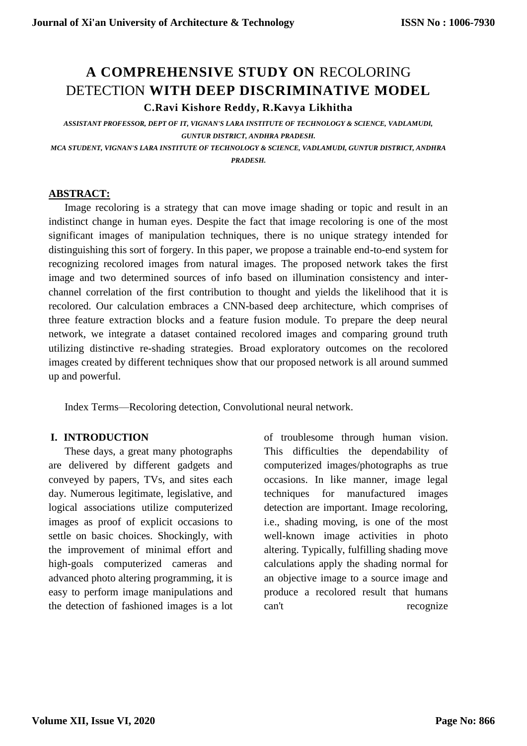# A COMPREHENSIVE STUDY ON RECOLORING DETECTION WITH DEEP DISCRIMINATIVE MODEL

**C.Ravi Kishore Reddy, R.Kavya Likhitha**

*ASSISTANT PROFESSOR, DEPT OF IT, VIGNAN'S LARA INSTITUTE OF TECHNOLOGY & SCIENCE, VADLAMUDI, GUNTUR DISTRICT, ANDHRA PRADESH.*

*MCA STUDENT, VIGNAN'S LARA INSTITUTE OF TECHNOLOGY & SCIENCE, VADLAMUDI, GUNTUR DISTRICT, ANDHRA PRADESH.*

## ABSTRACT:

Image recoloring is a strategy that can move image shading or topic and result in an indistinct change in human eyes. Despite the fact that image recoloring is one of the most significant images of manipulation techniques, there is no unique strategy intended for distinguishing this sort of forgery. In this paper, we propose a trainable end-to-end system for recognizing recolored images from natural images. The proposed network takes the first image and two determined sources of info based on illumination consistency and inter-channel correlation of the first contribution to thought and yields the likelihood that it is recolored. Our calculation embraces a CNN-based deep architecture, which comprises of three feature extraction blocks and a feature fusion module. To prepare the deep neural network, we integrate a dataset contained recolored images and comparing ground truth utilizing distinctive re-shading strategies. Broad exploratory outcomes on the recolored images created by different techniques show that our proposed network is all around summed up and powerful.

Index Terms—Recoloring detection, Convolutional neural network.

## I. INTRODUCTION

These days, a great many photographs are delivered by different gadgets and conveyed by papers, TVs, and sites each day. Numerous legitimate, legislative, and logical associations utilize computerized images as proof of explicit occasions to settle on basic choices. Shockingly, with the improvement of minimal effort and high-goals computerized cameras and advanced photo altering programming, it is easy to perform image manipulations and the detection of fashioned images is a lot of troublesome through human vision. This difficulties the dependability of computerized images/photographs as true occasions. In like manner, image legal techniques for manufactured images detection are important. Image recoloring, i.e., shading moving, is one of the most well-known image activities in photo altering. Typically, fulfilling shading move calculations apply the shading normal for an objective image to a source image and produce a recolored result that humans can't recognize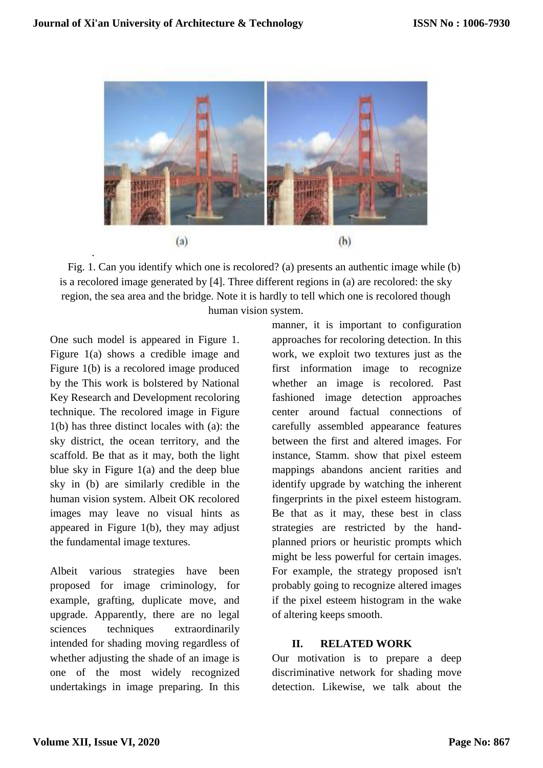Fig. 1. Can you identify which one is recolored? (a) presents an authentic image while (b) is a recolored image generated by [4]. Three different regions in (a) are recolored: the sky region, the sea area and the bridge. Note it is hardly to tell which one is recolored though human vision system.

One such model is appeared in Figure 1. Figure 1(a) shows a credible image and Figure 1(b) is a recolored image produced by the This work is bolstered by National Key Research and Development recoloring technique. The recolored image in Figure 1(b) has three distinct locales with (a): the sky district, the ocean territory, and the scaffold. Be that as it may, both the light blue sky in Figure 1(a) and the deep blue sky in (b) are similarly credible in the human vision system. Albeit OK recolored images may leave no visual hints as appeared in Figure 1(b), they may adjust the fundamental image textures.

Albeit various strategies have been proposed for image criminology, for example, grafting, duplicate move, and upgrade. Apparently, there are no legal sciences techniques extraordinarily intended for shading moving regardless of whether adjusting the shade of an image is one of the most widely recognized undertakings in image preparing. In this manner, it is important to configuration approaches for recoloring detection. In this work, we exploit two textures just as the first information image to recognize whether an image is recolored. Past fashioned image detection approaches center around factual connections of carefully assembled appearance features between the first and altered images. For instance, Stamm. show that pixel esteem mappings abandons ancient rarities and identify upgrade by watching the inherent fingerprints in the pixel esteem histogram. Be that as it may, these best in class strategies are restricted by the hand-planned priors or heuristic prompts which might be less powerful for certain images. For example, the strategy proposed isn't probably going to recognize altered images if the pixel esteem histogram in the wake of altering keeps smooth.

## II. RELATED WORK

Our motivation is to prepare a deep discriminative network for shading move detection. Likewise, we talk about the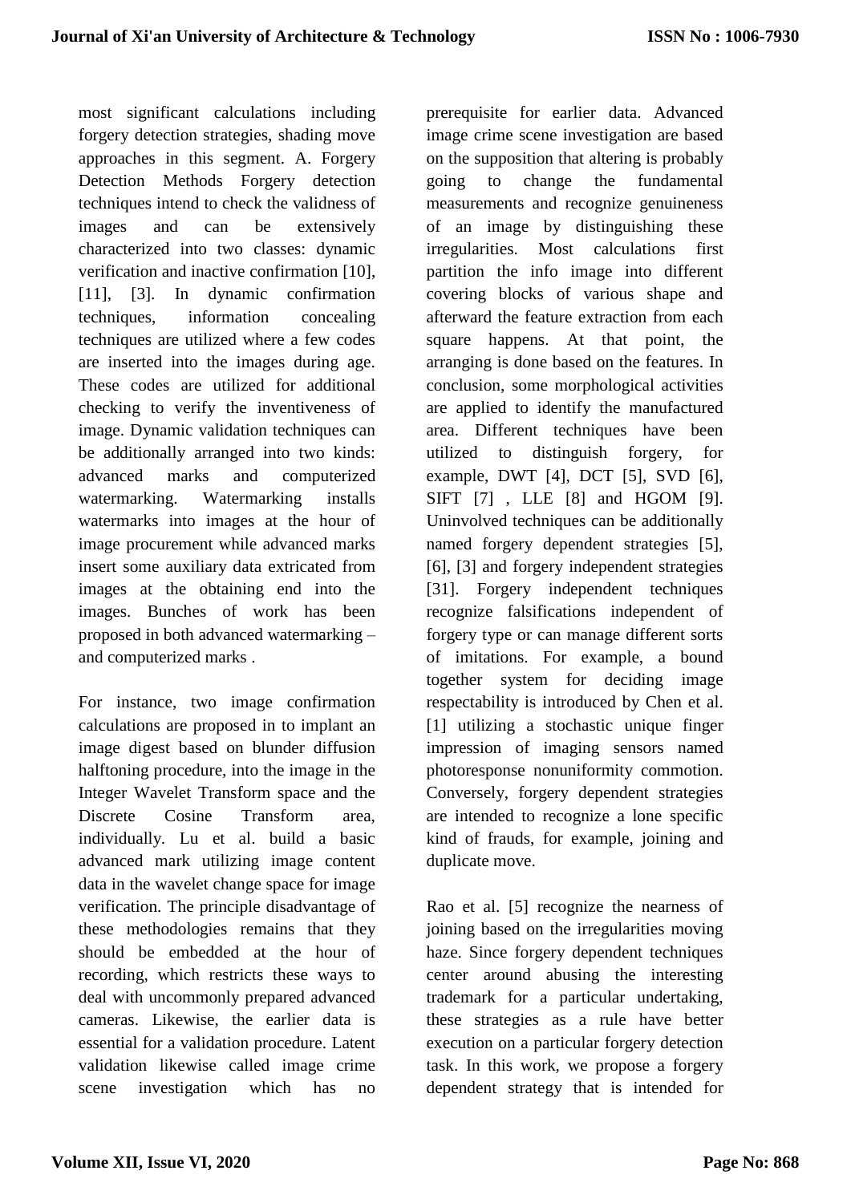most significant calculations including forgery detection strategies, shading move approaches in this segment. A. Forgery Detection Methods Forgery detection techniques intend to check the validness of images and can be extensively characterized into two classes: dynamic verification and inactive confirmation [10], [11], [3]. In dynamic confirmation techniques, information concealing techniques are utilized where a few codes are inserted into the images during age. These codes are utilized for additional checking to verify the inventiveness of image. Dynamic validation techniques can be additionally arranged into two kinds: advanced marks and computerized watermarking. Watermarking installs watermarks into images at the hour of image procurement while advanced marks insert some auxiliary data extricated from images at the obtaining end into the images. Bunches of work has been proposed in both advanced watermarking – and computerized marks .

For instance, two image confirmation calculations are proposed in to implant an image digest based on blunder diffusion halftoning procedure, into the image in the Integer Wavelet Transform space and the Discrete Cosine Transform area, individually. Lu et al. build a basic advanced mark utilizing image content data in the wavelet change space for image verification. The principle disadvantage of these methodologies remains that they should be embedded at the hour of recording, which restricts these ways to deal with uncommonly prepared advanced cameras. Likewise, the earlier data is essential for a validation procedure. Latent validation likewise called image crime scene investigation which has no prerequisite for earlier data. Advanced image crime scene investigation are based on the supposition that altering is probably going to change the fundamental measurements and recognize genuineness of an image by distinguishing these irregularities. Most calculations first partition the info image into different covering blocks of various shape and afterward the feature extraction from each square happens. At that point, the arranging is done based on the features. In conclusion, some morphological activities are applied to identify the manufactured area. Different techniques have been utilized to distinguish forgery, for example, DWT [4], DCT [5], SVD [6], SIFT [7] , LLE [8] and HGOM [9]. Uninvolved techniques can be additionally named forgery dependent strategies [5], [6], [3] and forgery independent strategies [31]. Forgery independent techniques recognize falsifications independent of forgery type or can manage different sorts of imitations. For example, a bound together system for deciding image respectability is introduced by Chen et al. [1] utilizing a stochastic unique finger impression of imaging sensors named photoresponse nonuniformity commotion. Conversely, forgery dependent strategies are intended to recognize a lone specific kind of frauds, for example, joining and duplicate move.

Rao et al. [5] recognize the nearness of joining based on the irregularities moving haze. Since forgery dependent techniques center around abusing the interesting trademark for a particular undertaking, these strategies as a rule have better execution on a particular forgery detection task. In this work, we propose a forgery dependent strategy that is intended for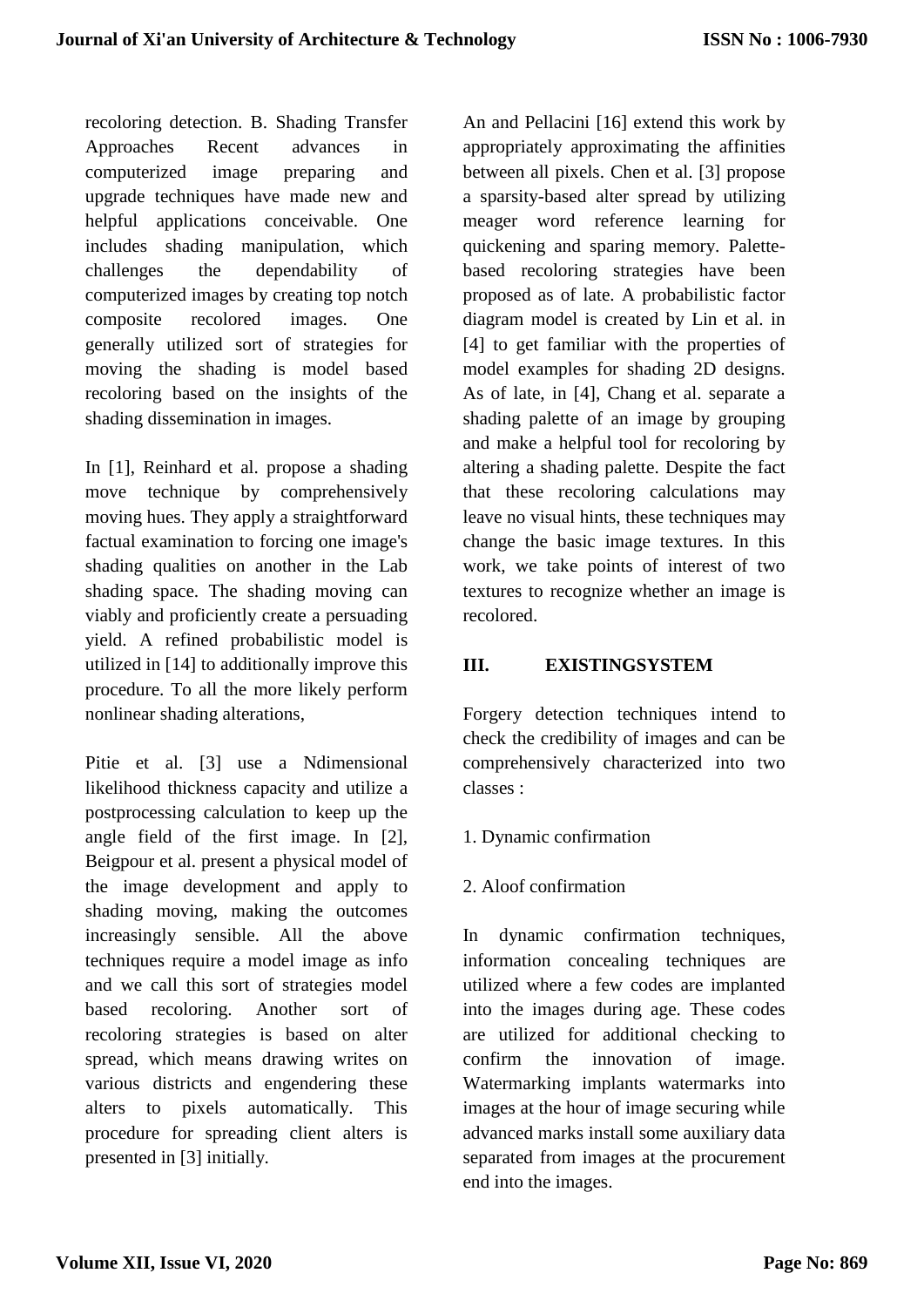recoloring detection. B. Shading Transfer Approaches Recent advances in computerized image preparing and upgrade techniques have made new and helpful applications conceivable. One includes shading manipulation, which challenges the dependability of computerized images by creating top notch composite recolored images. One generally utilized sort of strategies for moving the shading is model based recoloring based on the insights of the shading dissemination in images.

In [1], Reinhard et al. propose a shading move technique by comprehensively moving hues. They apply a straightforward factual examination to forcing one image's shading qualities on another in the Lab shading space. The shading moving can viably and proficiently create a persuading yield. A refined probabilistic model is utilized in [14] to additionally improve this procedure. To all the more likely perform nonlinear shading alterations,

Pitie et al. [3] use a Ndimensional likelihood thickness capacity and utilize a postprocessing calculation to keep up the angle field of the first image. In [2], Beigpour et al. present a physical model of the image development and apply to shading moving, making the outcomes increasingly sensible. All the above techniques require a model image as info and we call this sort of strategies model based recoloring. Another sort of recoloring strategies is based on alter spread, which means drawing writes on various districts and engendering these alters to pixels automatically. This procedure for spreading client alters is presented in [3] initially.

An and Pellacini [16] extend this work by appropriately approximating the affinities between all pixels. Chen et al. [3] propose a sparsity-based alter spread by utilizing meager word reference learning for quickening and sparing memory. Palette-based recoloring strategies have been proposed as of late. A probabilistic factor diagram model is created by Lin et al. in [4] to get familiar with the properties of model examples for shading 2D designs. As of late, in [4], Chang et al. separate a shading palette of an image by grouping and make a helpful tool for recoloring by altering a shading palette. Despite the fact that these recoloring calculations may leave no visual hints, these techniques may change the basic image textures. In this work, we take points of interest of two textures to recognize whether an image is recolored.

## III. EXISTINGSYSTEM

Forgery detection techniques intend to check the credibility of images and can be comprehensively characterized into two classes :

1. Dynamic confirmation

2. Aloof confirmation

In dynamic confirmation techniques, information concealing techniques are utilized where a few codes are implanted into the images during age. These codes are utilized for additional checking to confirm the innovation of image. Watermarking implants watermarks into images at the hour of image securing while advanced marks install some auxiliary data separated from images at the procurement end into the images.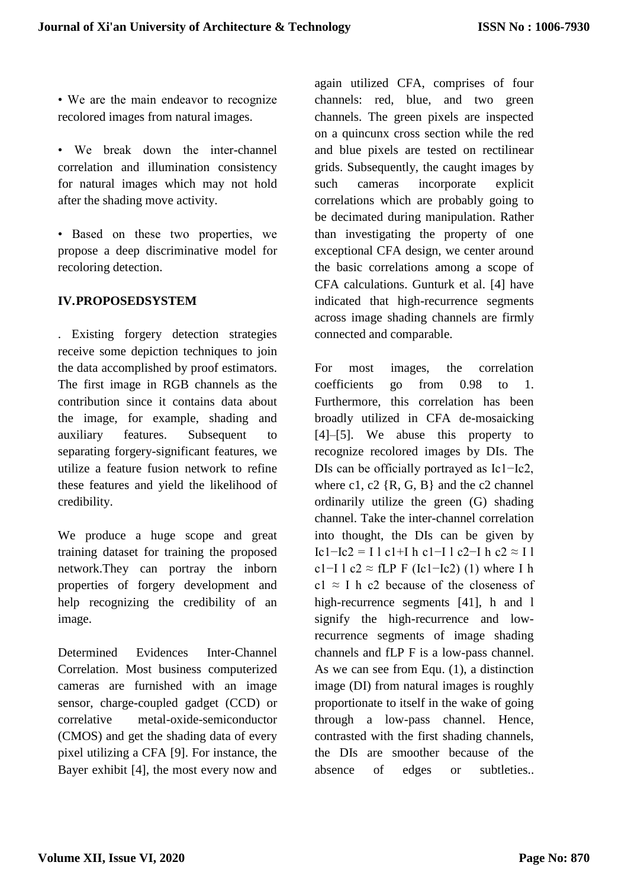• We are the main endeavor to recognize recolored images from natural images.

• We break down the inter-channel correlation and illumination consistency for natural images which may not hold after the shading move activity.

• Based on these two properties, we propose a deep discriminative model for recoloring detection.

## IV.PROPOSEDSYSTEM

. Existing forgery detection strategies receive some depiction techniques to join the data accomplished by proof estimators. The first image in RGB channels as the contribution since it contains data about the image, for example, shading and auxiliary features. Subsequent to separating forgery-significant features, we utilize a feature fusion network to refine these features and yield the likelihood of credibility.

We produce a huge scope and great training dataset for training the proposed network.They can portray the inborn properties of forgery development and help recognizing the credibility of an image.

Determined Evidences Inter-Channel Correlation. Most business computerized cameras are furnished with an image sensor, charge-coupled gadget (CCD) or correlative metal-oxide-semiconductor (CMOS) and get the shading data of every pixel utilizing a CFA [9]. For instance, the Bayer exhibit [4], the most every now and again utilized CFA, comprises of four channels: red, blue, and two green channels. The green pixels are inspected on a quincunx cross section while the red and blue pixels are tested on rectilinear grids. Subsequently, the caught images by such cameras incorporate explicit correlations which are probably going to be decimated during manipulation. Rather than investigating the property of one exceptional CFA design, we center around the basic correlations among a scope of CFA calculations. Gunturk et al. [4] have indicated that high-recurrence segments across image shading channels are firmly connected and comparable.

For most images, the correlation coefficients go from 0.98 to 1. Furthermore, this correlation has been broadly utilized in CFA de-mosaicking [4]–[5]. We abuse this property to recognize recolored images by DIs. The DIs can be officially portrayed as $I_{c1}-I_{c2}$, where c1, c2 {R, G, B} and the c2 channel ordinarily utilize the green (G) shading channel. Take the inter-channel correlation into thought, the DIs can be given by $I_{c1}-I_{c2} = I^l_{c1}+I^h_{c1}-I^l_{c2}-I^h_{c2} \approx I^l_{c1}-I^l_{c2} \approx f_{LPF}(I_{c1}-I_{c2})$ (1) where $I^h_{c1} \approx I^h_{c2}$ because of the closeness of high-recurrence segments [41], h and l signify the high-recurrence and low-recurrence segments of image shading channels and $f_{LPF}$ is a low-pass channel. As we can see from Equ. (1), a distinction image (DI) from natural images is roughly proportionate to itself in the wake of going through a low-pass channel. Hence, contrasted with the first shading channels, the DIs are smoother because of the absence of edges or subtleties..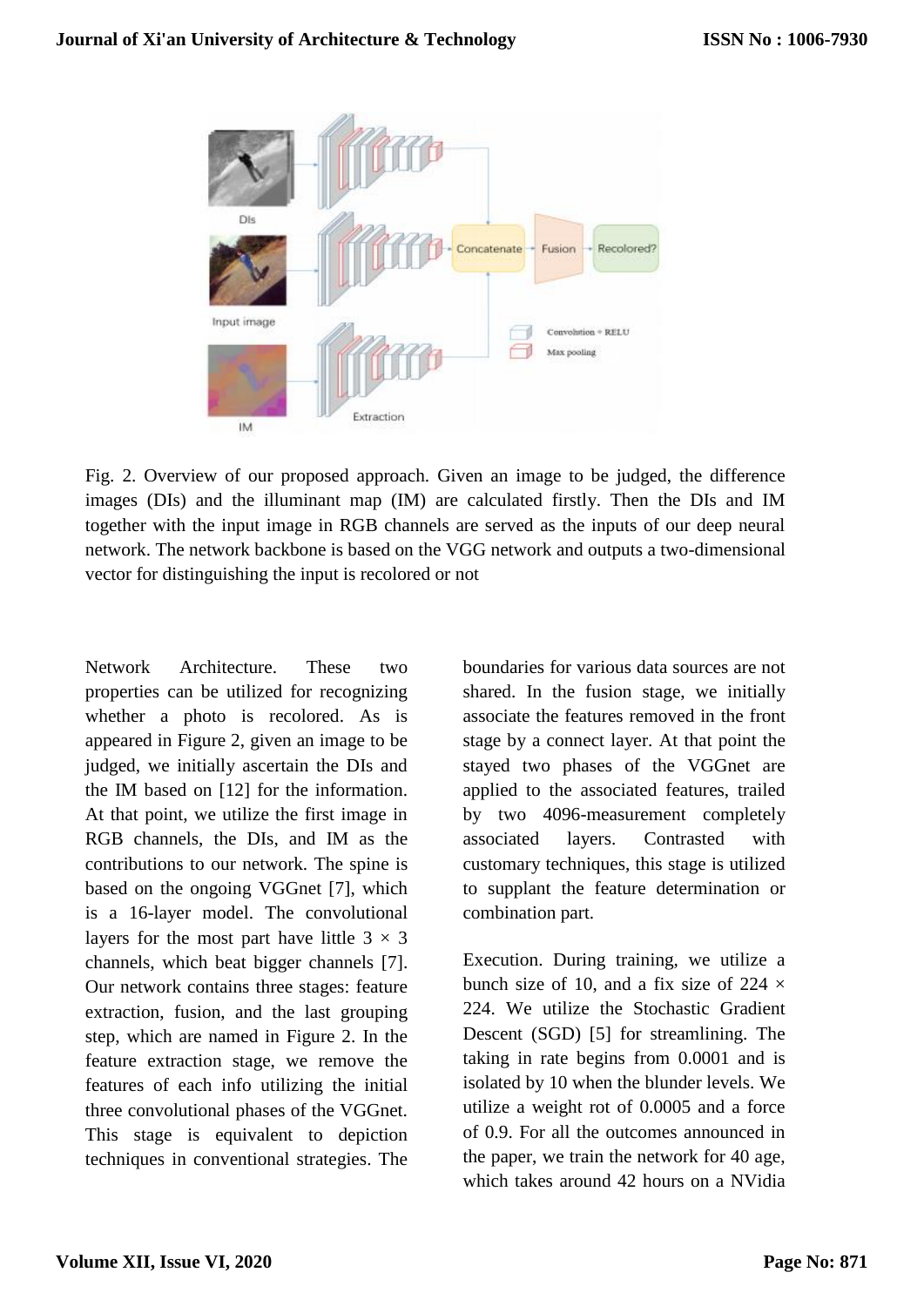Fig. 2. Overview of our proposed approach. Given an image to be judged, the difference images (DIs) and the illuminant map (IM) are calculated firstly. Then the DIs and IM together with the input image in RGB channels are served as the inputs of our deep neural network. The network backbone is based on the VGG network and outputs a two-dimensional vector for distinguishing the input is recolored or not

Network Architecture. These two properties can be utilized for recognizing whether a photo is recolored. As is appeared in Figure 2, given an image to be judged, we initially ascertain the DIs and the IM based on [12] for the information. At that point, we utilize the first image in RGB channels, the DIs, and IM as the contributions to our network. The spine is based on the ongoing VGGnet [7], which is a 16-layer model. The convolutional layers for the most part have little $3 \times 3$ channels, which beat bigger channels [7]. Our network contains three stages: feature extraction, fusion, and the last grouping step, which are named in Figure 2. In the feature extraction stage, we remove the features of each info utilizing the initial three convolutional phases of the VGGnet. This stage is equivalent to depiction techniques in conventional strategies. The boundaries for various data sources are not shared. In the fusion stage, we initially associate the features removed in the front stage by a connect layer. At that point the stayed two phases of the VGGnet are applied to the associated features, trailed by two 4096-measurement completely associated layers. Contrasted with customary techniques, this stage is utilized to supplant the feature determination or combination part.

Execution. During training, we utilize a bunch size of 10, and a fix size of $224 \times 224$. We utilize the Stochastic Gradient Descent (SGD) [5] for streamlining. The taking in rate begins from 0.0001 and is isolated by 10 when the blunder levels. We utilize a weight rot of 0.0005 and a force of 0.9. For all the outcomes announced in the paper, we train the network for 40 age, which takes around 42 hours on a NVidia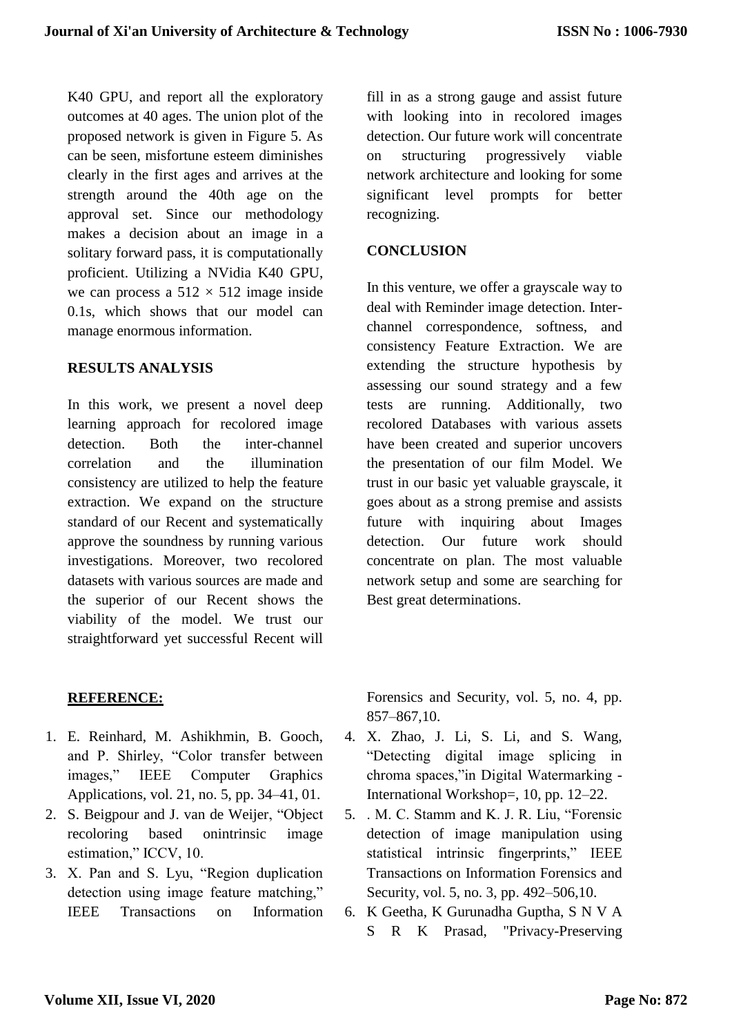K40 GPU, and report all the exploratory outcomes at 40 ages. The union plot of the proposed network is given in Figure 5. As can be seen, misfortune esteem diminishes clearly in the first ages and arrives at the strength around the 40th age on the approval set. Since our methodology makes a decision about an image in a solitary forward pass, it is computationally proficient. Utilizing a NVidia K40 GPU, we can process a $512 \times 512$ image inside 0.1s, which shows that our model can manage enormous information.

## RESULTS ANALYSIS

In this work, we present a novel deep learning approach for recolored image detection. Both the inter-channel correlation and the illumination consistency are utilized to help the feature extraction. We expand on the structure standard of our Recent and systematically approve the soundness by running various investigations. Moreover, two recolored datasets with various sources are made and the superior of our Recent shows the viability of the model. We trust our straightforward yet successful Recent will fill in as a strong gauge and assist future with looking into in recolored images detection. Our future work will concentrate on structuring progressively viable network architecture and looking for some significant level prompts for better recognizing.

## CONCLUSION

In this venture, we offer a grayscale way to deal with Reminder image detection. Inter-channel correspondence, softness, and consistency Feature Extraction. We are extending the structure hypothesis by assessing our sound strategy and a few tests are running. Additionally, two recolored Databases with various assets have been created and superior uncovers the presentation of our film Model. We trust in our basic yet valuable grayscale, it goes about as a strong premise and assists future with inquiring about Images detection. Our future work should concentrate on plan. The most valuable network setup and some are searching for Best great determinations.

## REFERENCE:

1. E. Reinhard, M. Ashikhmin, B. Gooch, and P. Shirley, "Color transfer between images," IEEE Computer Graphics Applications, vol. 21, no. 5, pp. 34–41, 01.
2. S. Beigpour and J. van de Weijer, "Object recoloring based onintrinsic image estimation," ICCV, 10.
3. X. Pan and S. Lyu, "Region duplication detection using image feature matching," IEEE Transactions on Information Forensics and Security, vol. 5, no. 4, pp. 857–867,10.
4. X. Zhao, J. Li, S. Li, and S. Wang, "Detecting digital image splicing in chroma spaces,"in Digital Watermarking - International Workshop=, 10, pp. 12–22.
5. . M. C. Stamm and K. J. R. Liu, "Forensic detection of image manipulation using statistical intrinsic fingerprints," IEEE Transactions on Information Forensics and Security, vol. 5, no. 3, pp. 492–506,10.
6. K Geetha, K Gurunadha Guptha, S N V A S R K Prasad, "Privacy-Preserving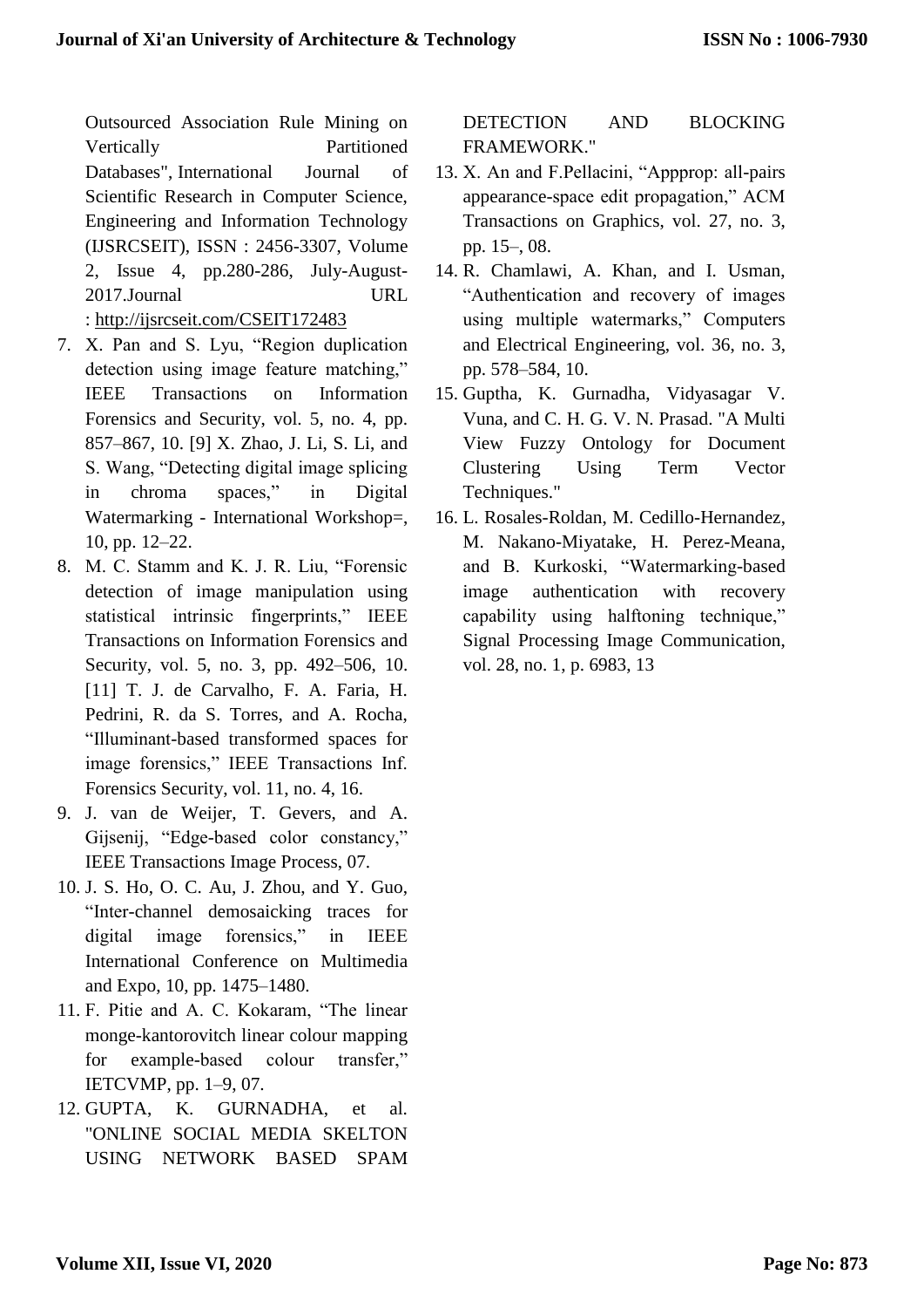Outsourced Association Rule Mining on Vertically Partitioned Databases", International Journal of Scientific Research in Computer Science, Engineering and Information Technology (IJSRCSEIT), ISSN : 2456-3307, Volume 2, Issue 4, pp.280-286, July-August-2017.Journal URL : http://ijsrcseit.com/CSEIT172483

7. X. Pan and S. Lyu, "Region duplication detection using image feature matching," IEEE Transactions on Information Forensics and Security, vol. 5, no. 4, pp. 857–867, 10. [9] X. Zhao, J. Li, S. Li, and S. Wang, "Detecting digital image splicing in chroma spaces," in Digital Watermarking - International Workshop=, 10, pp. 12–22.
8. M. C. Stamm and K. J. R. Liu, "Forensic detection of image manipulation using statistical intrinsic fingerprints," IEEE Transactions on Information Forensics and Security, vol. 5, no. 3, pp. 492–506, 10. [11] T. J. de Carvalho, F. A. Faria, H. Pedrini, R. da S. Torres, and A. Rocha, "Illuminant-based transformed spaces for image forensics," IEEE Transactions Inf. Forensics Security, vol. 11, no. 4, 16.
9. J. van de Weijer, T. Gevers, and A. Gijsenij, "Edge-based color constancy," IEEE Transactions Image Process, 07.
10. J. S. Ho, O. C. Au, J. Zhou, and Y. Guo, "Inter-channel demosaicking traces for digital image forensics," in IEEE International Conference on Multimedia and Expo, 10, pp. 1475–1480.
11. F. Pitie and A. C. Kokaram, "The linear monge-kantorovitch linear colour mapping for example-based colour transfer," IETCVMP, pp. 1–9, 07.
12. GUPTA, K. GURNADHA, et al. "ONLINE SOCIAL MEDIA SKELTON USING NETWORK BASED SPAM DETECTION AND BLOCKING FRAMEWORK."
13. X. An and F.Pellacini, "Appprop: all-pairs appearance-space edit propagation," ACM Transactions on Graphics, vol. 27, no. 3, pp. 15–, 08.
14. R. Chamlawi, A. Khan, and I. Usman, "Authentication and recovery of images using multiple watermarks," Computers and Electrical Engineering, vol. 36, no. 3, pp. 578–584, 10.
15. Guptha, K. Gurnadha, Vidyasagar V. Vuna, and C. H. G. V. N. Prasad. "A Multi View Fuzzy Ontology for Document Clustering Using Term Vector Techniques."
16. L. Rosales-Roldan, M. Cedillo-Hernandez, M. Nakano-Miyatake, H. Perez-Meana, and B. Kurkoski, "Watermarking-based image authentication with recovery capability using halftoning technique," Signal Processing Image Communication, vol. 28, no. 1, p. 6983, 13